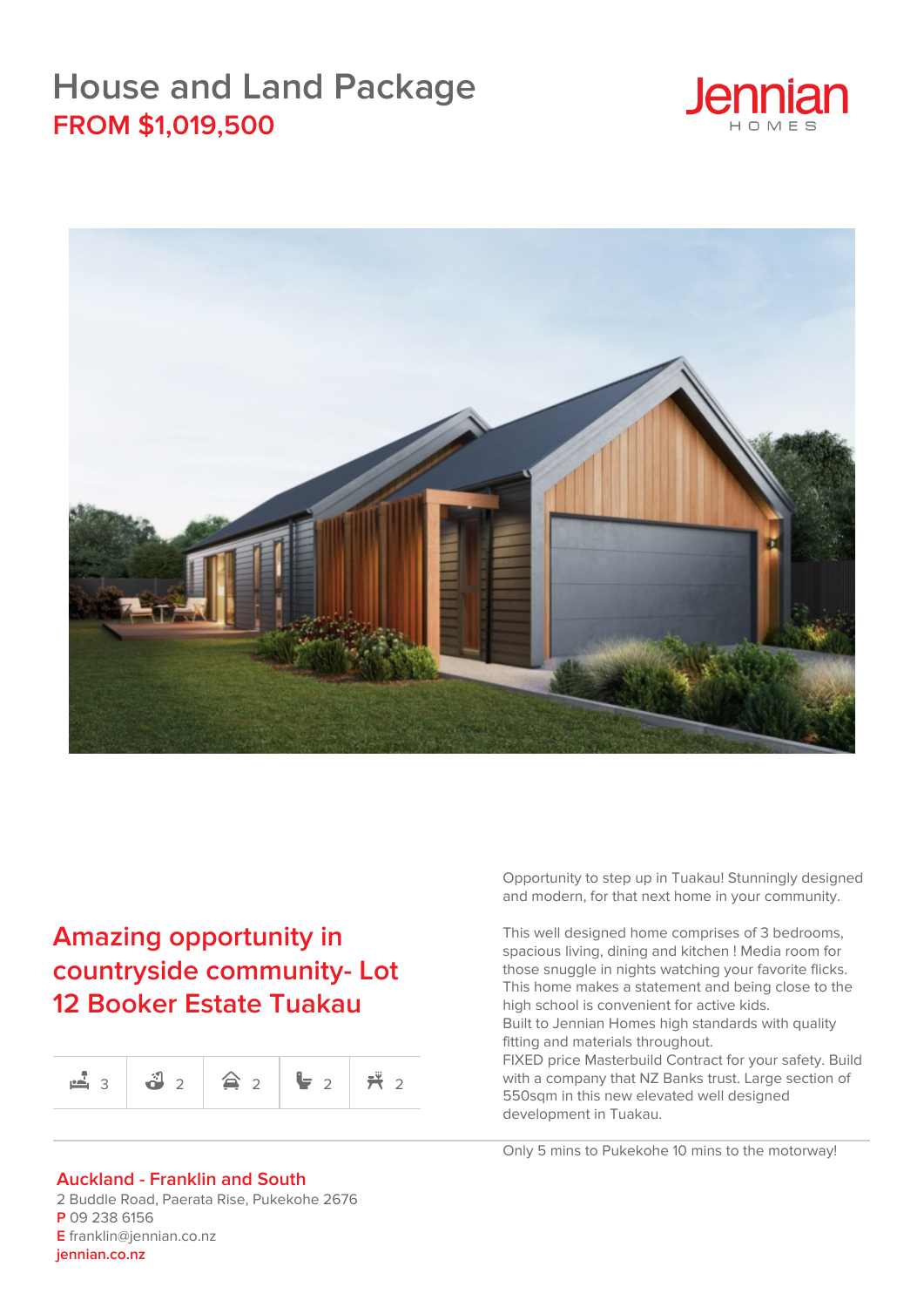# House and Land Package

## FROM $1,019,500

Jennian HOMES

## Amazing opportunity in countryside community- Lot 12 Booker Estate Tuakau

| 3 | 2 | 2 | 2 | 2 |
|---|---|---|---|---|

Opportunity to step up in Tuakau! Stunningly designed and modern, for that next home in your community.

This well designed home comprises of 3 bedrooms, spacious living, dining and kitchen ! Media room for those snuggle in nights watching your favorite flicks. This home makes a statement and being close to the high school is convenient for active kids.
Built to Jennian Homes high standards with quality fitting and materials throughout.
FIXED price Masterbuild Contract for your safety. Build with a company that NZ Banks trust. Large section of 550sqm in this new elevated well designed development in Tuakau.

Only 5 mins to Pukekohe 10 mins to the motorway!

**Auckland - Franklin and South**
2 Buddle Road, Paerata Rise, Pukekohe 2676
**P** 09 238 6156
**E** franklin@jennian.co.nz
**jennian.co.nz**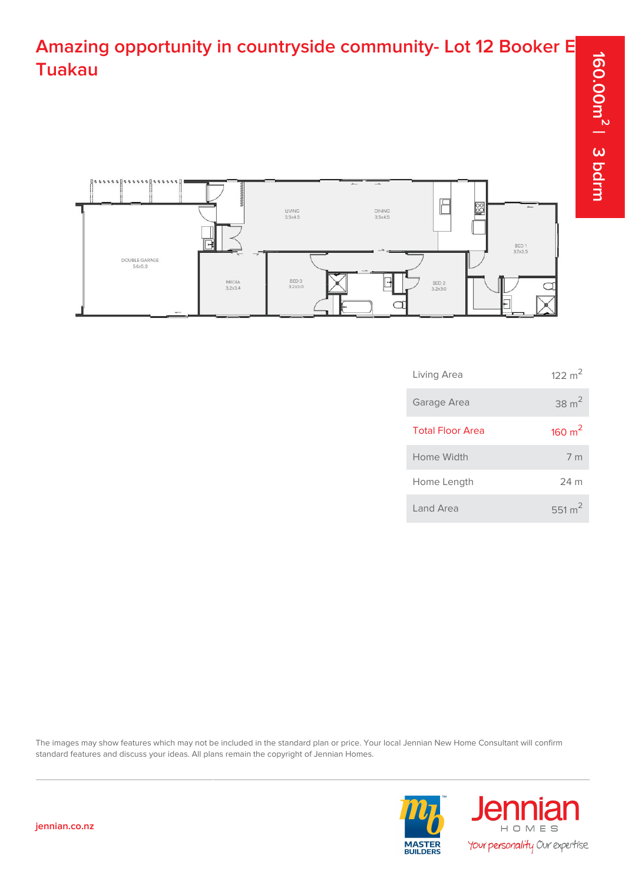# Amazing opportunity in countryside community- Lot 12 Booker E Tuakau

160.00m² | 3 bdrm

DOUBLE GARAGE 5.6x5.9

MEDIA 3.2x3.4

LIVING 3.5x4.5

DINING 3.5x4.5

BED 3 3.2x3.0

BED 2 3.2x3.0

BED 1 3.7x3.5

| | |
|---|---|
| Living Area | 122 m² |
| Garage Area | 38 m² |
| Total Floor Area | 160 m² |
| Home Width | 7 m |
| Home Length | 24 m |
| Land Area | 551 m² |

The images may show features which may not be included in the standard plan or price. Your local Jennian New Home Consultant will confirm standard features and discuss your ideas. All plans remain the copyright of Jennian Homes.

jennian.co.nz

MASTER BUILDERS

Jennian HOMES Your personality Our expertise